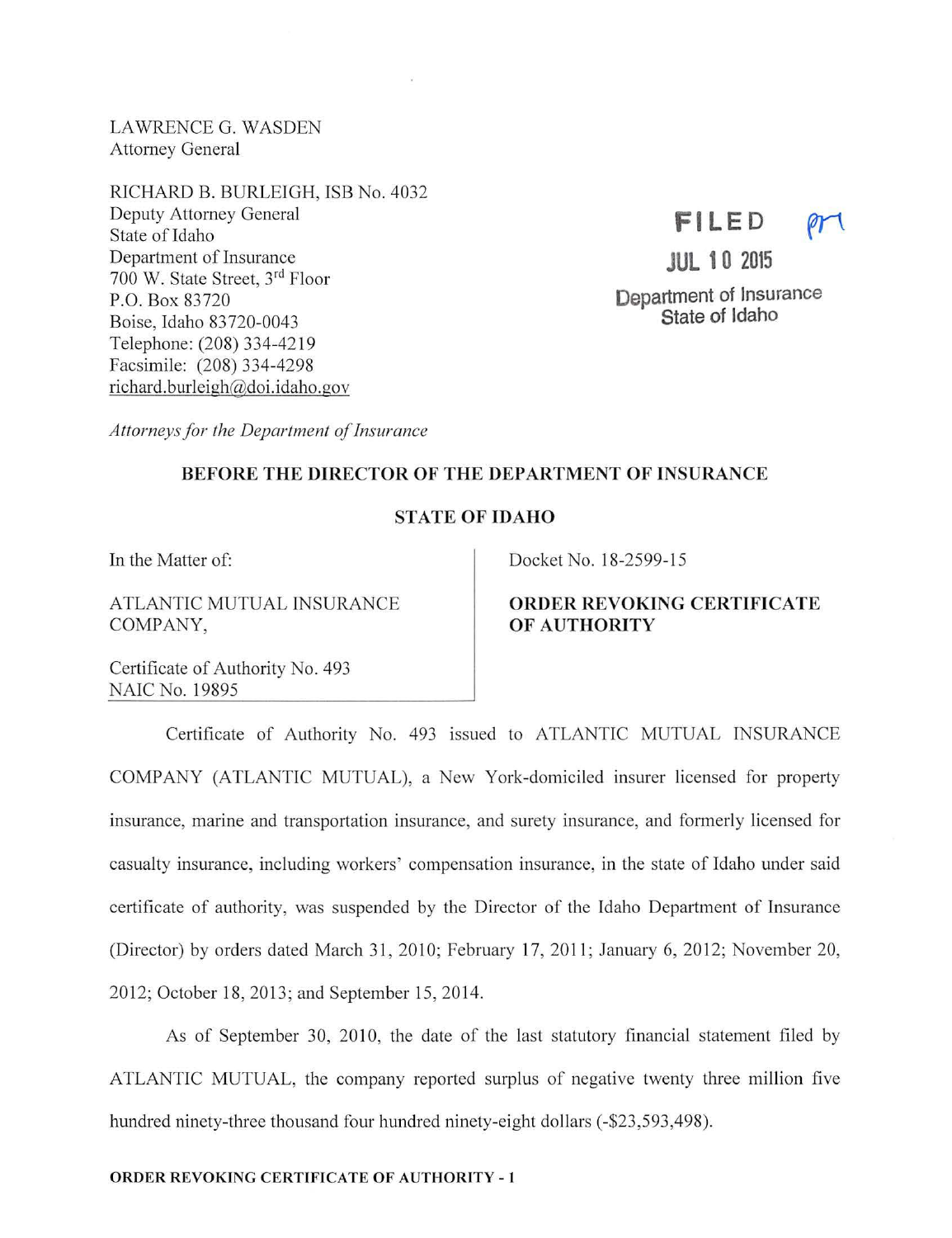LAWRENCE G. WASDEN
Attorney General

RICHARD B. BURLEIGH, ISB No. 4032
Deputy Attorney General
State of Idaho
Department of Insurance
700 W. State Street, 3rd Floor
P.O. Box 83720
Boise, Idaho 83720-0043
Telephone: (208) 334-4219
Facsimile: (208) 334-4298
richard.burleigh@doi.idaho.gov

*Attorneys for the Department of Insurance*

FILED
JUL 10 2015
Department of Insurance
State of Idaho

**BEFORE THE DIRECTOR OF THE DEPARTMENT OF INSURANCE**

**STATE OF IDAHO**

In the Matter of:

ATLANTIC MUTUAL INSURANCE COMPANY,

Certificate of Authority No. 493
NAIC No. 19895

Docket No. 18-2599-15

**ORDER REVOKING CERTIFICATE OF AUTHORITY**

Certificate of Authority No. 493 issued to ATLANTIC MUTUAL INSURANCE COMPANY (ATLANTIC MUTUAL), a New York-domiciled insurer licensed for property insurance, marine and transportation insurance, and surety insurance, and formerly licensed for casualty insurance, including workers' compensation insurance, in the state of Idaho under said certificate of authority, was suspended by the Director of the Idaho Department of Insurance (Director) by orders dated March 31, 2010; February 17, 2011; January 6, 2012; November 20, 2012; October 18, 2013; and September 15, 2014.

As of September 30, 2010, the date of the last statutory financial statement filed by ATLANTIC MUTUAL, the company reported surplus of negative twenty three million five hundred ninety-three thousand four hundred ninety-eight dollars (-$23,593,498).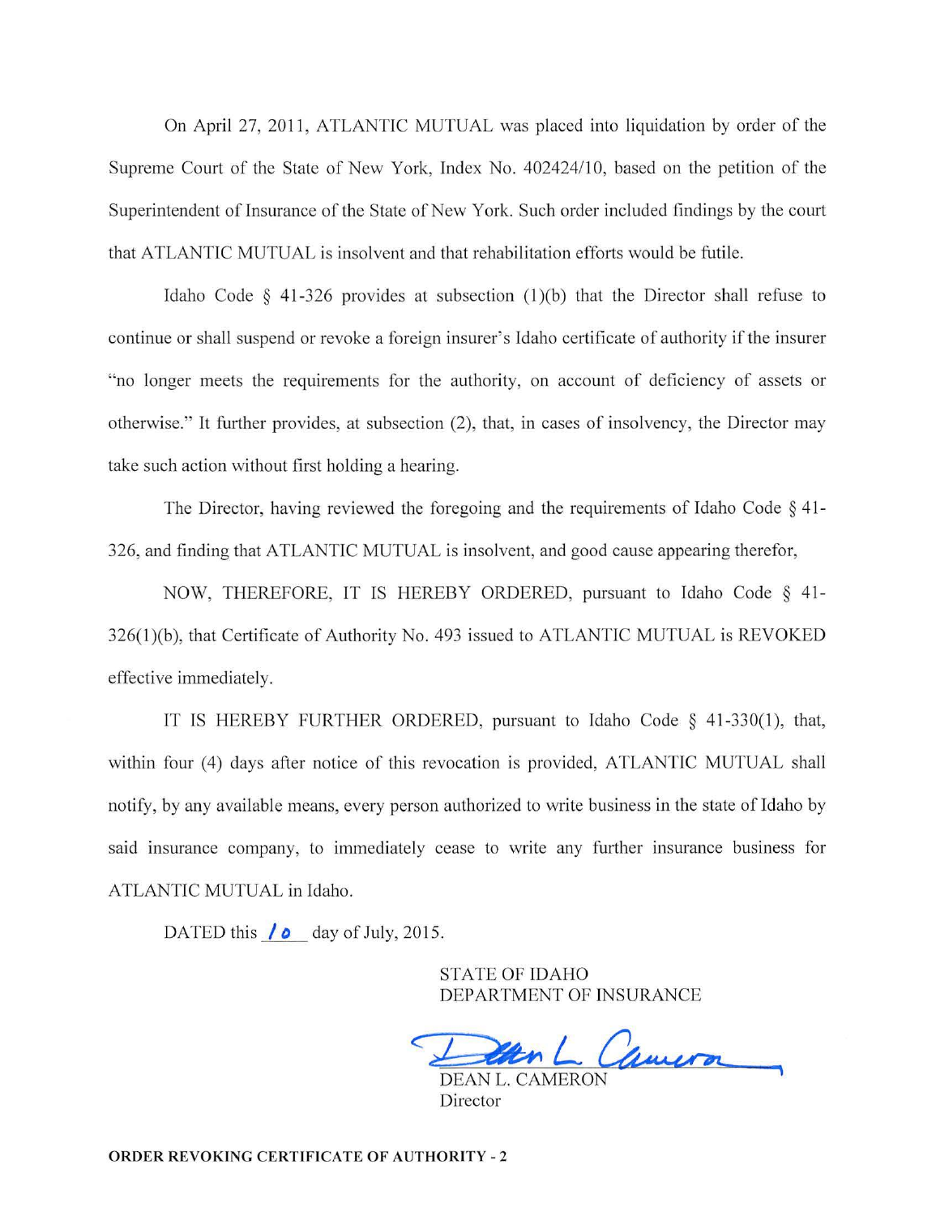On April 27, 2011, ATLANTIC MUTUAL was placed into liquidation by order of the Supreme Court of the State of New York, Index No. 402424/10, based on the petition of the Superintendent of Insurance of the State of New York. Such order included findings by the court that ATLANTIC MUTUAL is insolvent and that rehabilitation efforts would be futile.

Idaho Code § 41-326 provides at subsection (1)(b) that the Director shall refuse to continue or shall suspend or revoke a foreign insurer's Idaho certificate of authority if the insurer "no longer meets the requirements for the authority, on account of deficiency of assets or otherwise." It further provides, at subsection (2), that, in cases of insolvency, the Director may take such action without first holding a hearing.

The Director, having reviewed the foregoing and the requirements of Idaho Code § 41-326, and finding that ATLANTIC MUTUAL is insolvent, and good cause appearing therefor,

NOW, THEREFORE, IT IS HEREBY ORDERED, pursuant to Idaho Code § 41-326(1)(b), that Certificate of Authority No. 493 issued to ATLANTIC MUTUAL is REVOKED effective immediately.

IT IS HEREBY FURTHER ORDERED, pursuant to Idaho Code § 41-330(1), that, within four (4) days after notice of this revocation is provided, ATLANTIC MUTUAL shall notify, by any available means, every person authorized to write business in the state of Idaho by said insurance company, to immediately cease to write any further insurance business for ATLANTIC MUTUAL in Idaho.

DATED this 10 day of July, 2015.

STATE OF IDAHO
DEPARTMENT OF INSURANCE

Dean L. Cameron

DEAN L. CAMERON
Director

**ORDER REVOKING CERTIFICATE OF AUTHORITY - 2**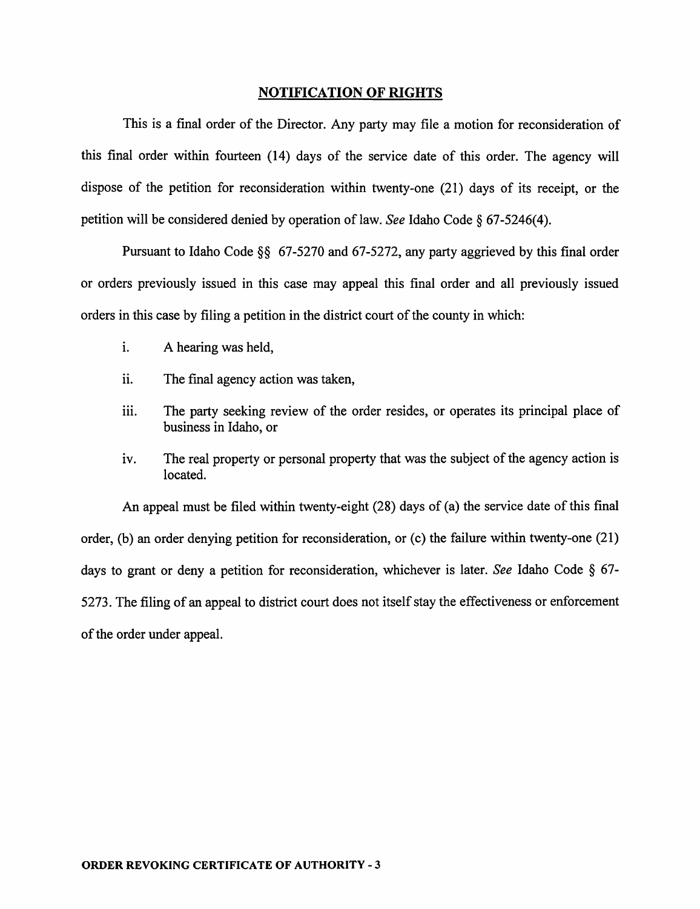## NOTIFICATION OF RIGHTS

This is a final order of the Director. Any party may file a motion for reconsideration of this final order within fourteen (14) days of the service date of this order. The agency will dispose of the petition for reconsideration within twenty-one (21) days of its receipt, or the petition will be considered denied by operation of law. *See* Idaho Code § 67-5246(4).

Pursuant to Idaho Code §§ 67-5270 and 67-5272, any party aggrieved by this final order or orders previously issued in this case may appeal this final order and all previously issued orders in this case by filing a petition in the district court of the county in which:

i. A hearing was held,

ii. The final agency action was taken,

iii. The party seeking review of the order resides, or operates its principal place of business in Idaho, or

iv. The real property or personal property that was the subject of the agency action is located.

An appeal must be filed within twenty-eight (28) days of (a) the service date of this final order, (b) an order denying petition for reconsideration, or (c) the failure within twenty-one (21) days to grant or deny a petition for reconsideration, whichever is later. *See* Idaho Code § 67-5273. The filing of an appeal to district court does not itself stay the effectiveness or enforcement of the order under appeal.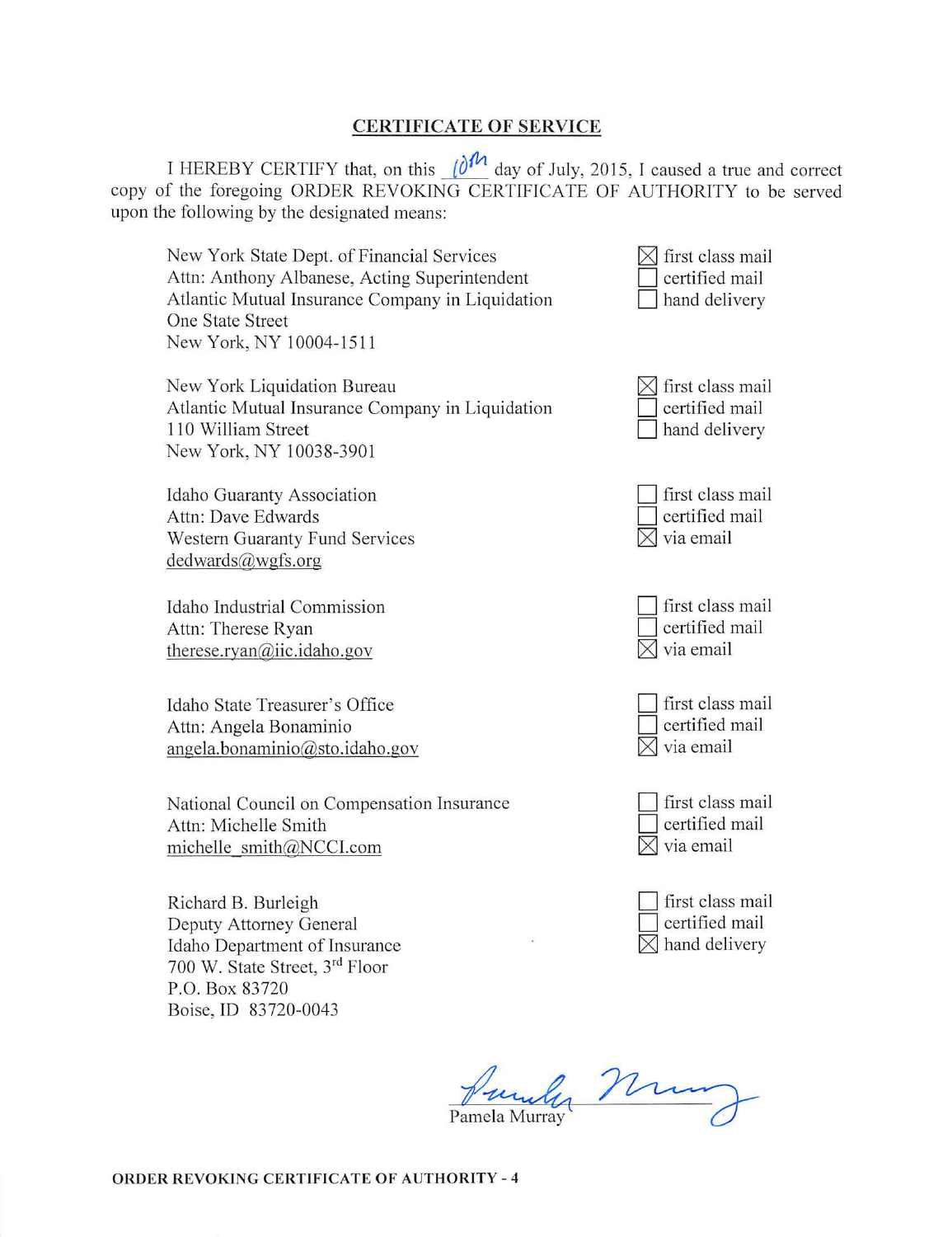## CERTIFICATE OF SERVICE

I HEREBY CERTIFY that, on this 10th day of July, 2015, I caused a true and correct copy of the foregoing ORDER REVOKING CERTIFICATE OF AUTHORITY to be served upon the following by the designated means:

New York State Dept. of Financial Services
Attn: Anthony Albanese, Acting Superintendent
Atlantic Mutual Insurance Company in Liquidation
One State Street
New York, NY 10004-1511

☒ first class mail
☐ certified mail
☐ hand delivery

New York Liquidation Bureau
Atlantic Mutual Insurance Company in Liquidation
110 William Street
New York, NY 10038-3901

☒ first class mail
☐ certified mail
☐ hand delivery

Idaho Guaranty Association
Attn: Dave Edwards
Western Guaranty Fund Services
dedwards@wgfs.org

☐ first class mail
☐ certified mail
☒ via email

Idaho Industrial Commission
Attn: Therese Ryan
therese.ryan@iic.idaho.gov

☐ first class mail
☐ certified mail
☒ via email

Idaho State Treasurer's Office
Attn: Angela Bonaminio
angela.bonaminio@sto.idaho.gov

☐ first class mail
☐ certified mail
☒ via email

National Council on Compensation Insurance
Attn: Michelle Smith
michelle_smith@NCCI.com

☐ first class mail
☐ certified mail
☒ via email

Richard B. Burleigh
Deputy Attorney General
Idaho Department of Insurance
700 W. State Street, 3rd Floor
P.O. Box 83720
Boise, ID 83720-0043

☐ first class mail
☐ certified mail
☒ hand delivery

Pamela Murray